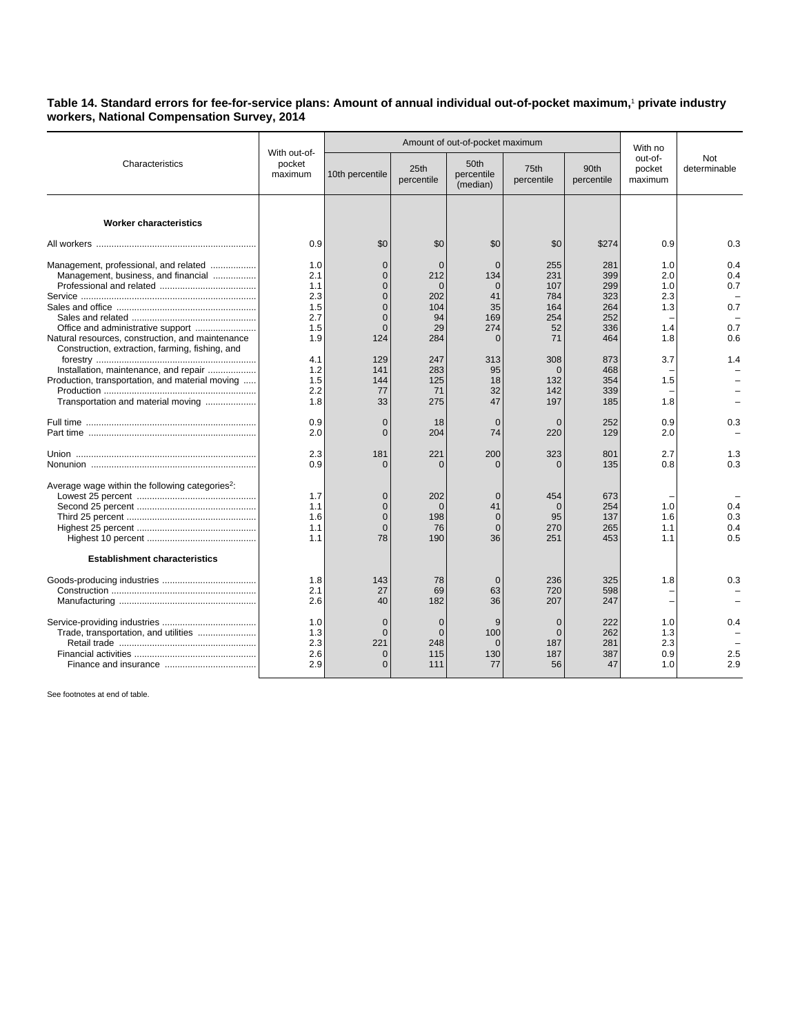**Table 14. Standard errors for fee-for-service plans: Amount of annual individual out-of-pocket maximum,[1] private industry workers, National Compensation Survey, 2014**

| Characteristics | With out-of-pocket maximum | Amount of out-of-pocket maximum | | | | | With no out-of-pocket maximum | Not determinable |
|---|---|---|---|---|---|---|---|---|
| | | 10th percentile | 25th percentile | 50th percentile (median) | 75th percentile | 90th percentile | | |
| **Worker characteristics** | | | | | | | | |
| All workers | 0.9 | $0 | $0 | $0 | $0 | $274 | 0.9 | 0.3 |
| Management, professional, and related | 1.0 | 0 | 0 | 0 | 255 | 281 | 1.0 | 0.4 |
| Management, business, and financial | 2.1 | 0 | 212 | 134 | 231 | 399 | 2.0 | 0.4 |
| Professional and related | 1.1 | 0 | 0 | 0 | 107 | 299 | 1.0 | 0.7 |
| Service | 2.3 | 0 | 202 | 41 | 784 | 323 | 2.3 | – |
| Sales and office | 1.5 | 0 | 104 | 35 | 164 | 264 | 1.3 | 0.7 |
| Sales and related | 2.7 | 0 | 94 | 169 | 254 | 252 | – | – |
| Office and administrative support | 1.5 | 0 | 29 | 274 | 52 | 336 | 1.4 | 0.7 |
| Natural resources, construction, and maintenance | 1.9 | 124 | 284 | 0 | 71 | 464 | 1.8 | 0.6 |
| Construction, extraction, farming, fishing, and forestry | 4.1 | 129 | 247 | 313 | 308 | 873 | 3.7 | 1.4 |
| Installation, maintenance, and repair | 1.2 | 141 | 283 | 95 | 0 | 468 | – | – |
| Production, transportation, and material moving | 1.5 | 144 | 125 | 18 | 132 | 354 | 1.5 | – |
| Production | 2.2 | 77 | 71 | 32 | 142 | 339 | – | – |
| Transportation and material moving | 1.8 | 33 | 275 | 47 | 197 | 185 | 1.8 | – |
| Full time | 0.9 | 0 | 18 | 0 | 0 | 252 | 0.9 | 0.3 |
| Part time | 2.0 | 0 | 204 | 74 | 220 | 129 | 2.0 | – |
| Union | 2.3 | 181 | 221 | 200 | 323 | 801 | 2.7 | 1.3 |
| Nonunion | 0.9 | 0 | 0 | 0 | 0 | 135 | 0.8 | 0.3 |
| Average wage within the following categories[2]: | | | | | | | | |
| Lowest 25 percent | 1.7 | 0 | 202 | 0 | 454 | 673 | – | – |
| Second 25 percent | 1.1 | 0 | 0 | 41 | 0 | 254 | 1.0 | 0.4 |
| Third 25 percent | 1.6 | 0 | 198 | 0 | 95 | 137 | 1.6 | 0.3 |
| Highest 25 percent | 1.1 | 0 | 76 | 0 | 270 | 265 | 1.1 | 0.4 |
| Highest 10 percent | 1.1 | 78 | 190 | 36 | 251 | 453 | 1.1 | 0.5 |
| **Establishment characteristics** | | | | | | | | |
| Goods-producing industries | 1.8 | 143 | 78 | 0 | 236 | 325 | 1.8 | 0.3 |
| Construction | 2.1 | 27 | 69 | 63 | 720 | 598 | – | – |
| Manufacturing | 2.6 | 40 | 182 | 36 | 207 | 247 | – | – |
| Service-providing industries | 1.0 | 0 | 0 | 9 | 0 | 222 | 1.0 | 0.4 |
| Trade, transportation, and utilities | 1.3 | 0 | 0 | 100 | 0 | 262 | 1.3 | – |
| Retail trade | 2.3 | 221 | 248 | 0 | 187 | 281 | 2.3 | – |
| Financial activities | 2.6 | 0 | 115 | 130 | 187 | 387 | 0.9 | 2.5 |
| Finance and insurance | 2.9 | 0 | 111 | 77 | 56 | 47 | 1.0 | 2.9 |

See footnotes at end of table.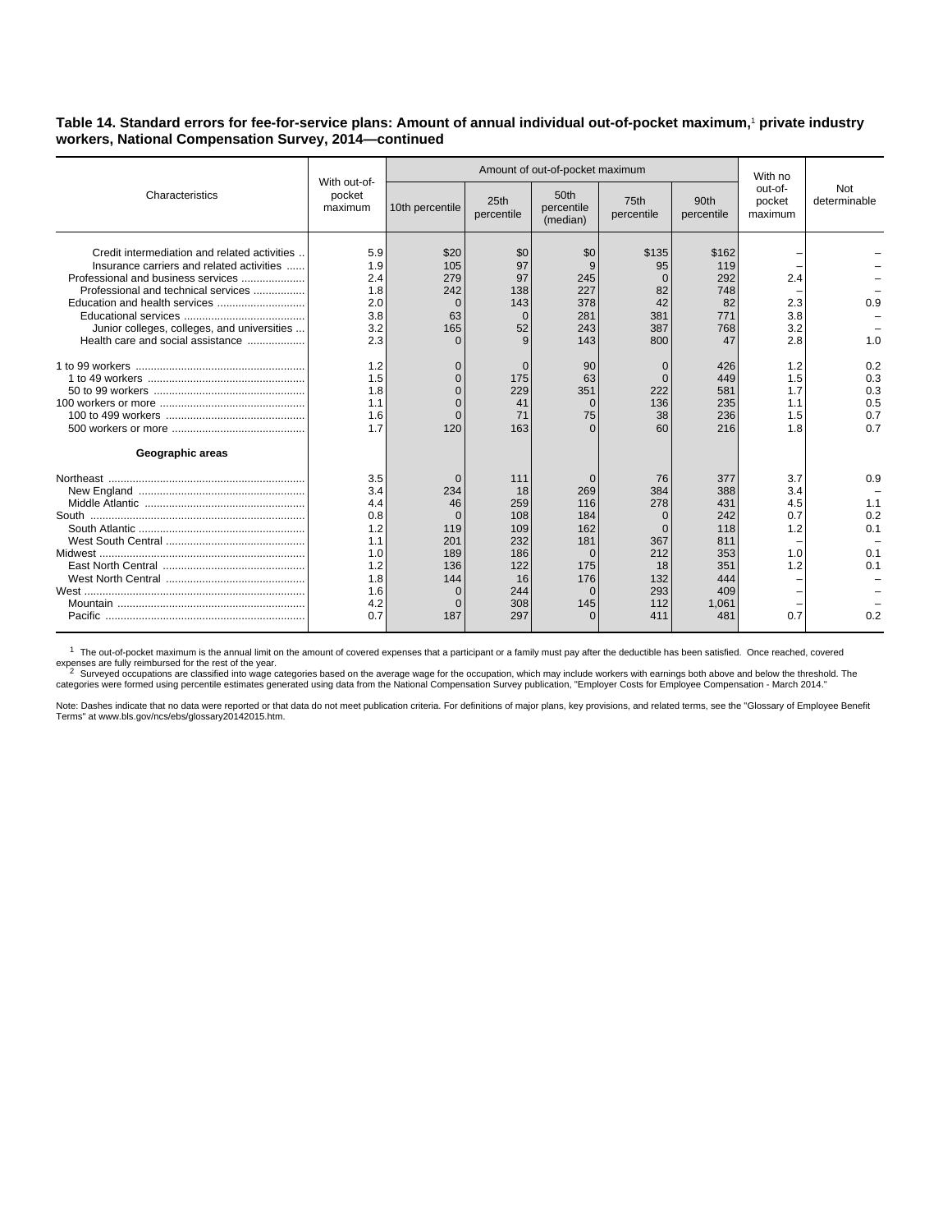**Table 14. Standard errors for fee-for-service plans: Amount of annual individual out-of-pocket maximum,[1] private industry workers, National Compensation Survey, 2014—continued**

| Characteristics | With out-of-pocket maximum | Amount of out-of-pocket maximum | | | | | With no out-of-pocket maximum | Not determinable |
|---|---|---|---|---|---|---|---|---|
| | | 10th percentile | 25th percentile | 50th percentile (median) | 75th percentile | 90th percentile | | |
| Credit intermediation and related activities | 5.9 | $20 | $0 | $0 | $135 | $162 | – | – |
| Insurance carriers and related activities | 1.9 | 105 | 97 | 9 | 95 | 119 | – | – |
| Professional and business services | 2.4 | 279 | 97 | 245 | 0 | 292 | 2.4 | – |
| Professional and technical services | 1.8 | 242 | 138 | 227 | 82 | 748 | – | – |
| Education and health services | 2.0 | 0 | 143 | 378 | 42 | 82 | 2.3 | 0.9 |
| Educational services | 3.8 | 63 | 0 | 281 | 381 | 771 | 3.8 | – |
| Junior colleges, colleges, and universities | 3.2 | 165 | 52 | 243 | 387 | 768 | 3.2 | – |
| Health care and social assistance | 2.3 | 0 | 9 | 143 | 800 | 47 | 2.8 | 1.0 |
| 1 to 99 workers | 1.2 | 0 | 0 | 90 | 0 | 426 | 1.2 | 0.2 |
| 1 to 49 workers | 1.5 | 0 | 175 | 63 | 0 | 449 | 1.5 | 0.3 |
| 50 to 99 workers | 1.8 | 0 | 229 | 351 | 222 | 581 | 1.7 | 0.3 |
| 100 workers or more | 1.1 | 0 | 41 | 0 | 136 | 235 | 1.1 | 0.5 |
| 100 to 499 workers | 1.6 | 0 | 71 | 75 | 38 | 236 | 1.5 | 0.7 |
| 500 workers or more | 1.7 | 120 | 163 | 0 | 60 | 216 | 1.8 | 0.7 |
| **Geographic areas** | | | | | | | | |
| Northeast | 3.5 | 0 | 111 | 0 | 76 | 377 | 3.7 | 0.9 |
| New England | 3.4 | 234 | 18 | 269 | 384 | 388 | 3.4 | – |
| Middle Atlantic | 4.4 | 46 | 259 | 116 | 278 | 431 | 4.5 | 1.1 |
| South | 0.8 | 0 | 108 | 184 | 0 | 242 | 0.7 | 0.2 |
| South Atlantic | 1.2 | 119 | 109 | 162 | 0 | 118 | 1.2 | 0.1 |
| West South Central | 1.1 | 201 | 232 | 181 | 367 | 811 | – | – |
| Midwest | 1.0 | 189 | 186 | 0 | 212 | 353 | 1.0 | 0.1 |
| East North Central | 1.2 | 136 | 122 | 175 | 18 | 351 | 1.2 | 0.1 |
| West North Central | 1.8 | 144 | 16 | 176 | 132 | 444 | – | – |
| West | 1.6 | 0 | 244 | 0 | 293 | 409 | – | – |
| Mountain | 4.2 | 0 | 308 | 145 | 112 | 1,061 | – | – |
| Pacific | 0.7 | 187 | 297 | 0 | 411 | 481 | 0.7 | 0.2 |

[1] The out-of-pocket maximum is the annual limit on the amount of covered expenses that a participant or a family must pay after the deductible has been satisfied. Once reached, covered expenses are fully reimbursed for the rest of the year.

[2] Surveyed occupations are classified into wage categories based on the average wage for the occupation, which may include workers with earnings both above and below the threshold. The categories were formed using percentile estimates generated using data from the National Compensation Survey publication, "Employer Costs for Employee Compensation - March 2014."

Note: Dashes indicate that no data were reported or that data do not meet publication criteria. For definitions of major plans, key provisions, and related terms, see the "Glossary of Employee Benefit Terms" at www.bls.gov/ncs/ebs/glossary20142015.htm.